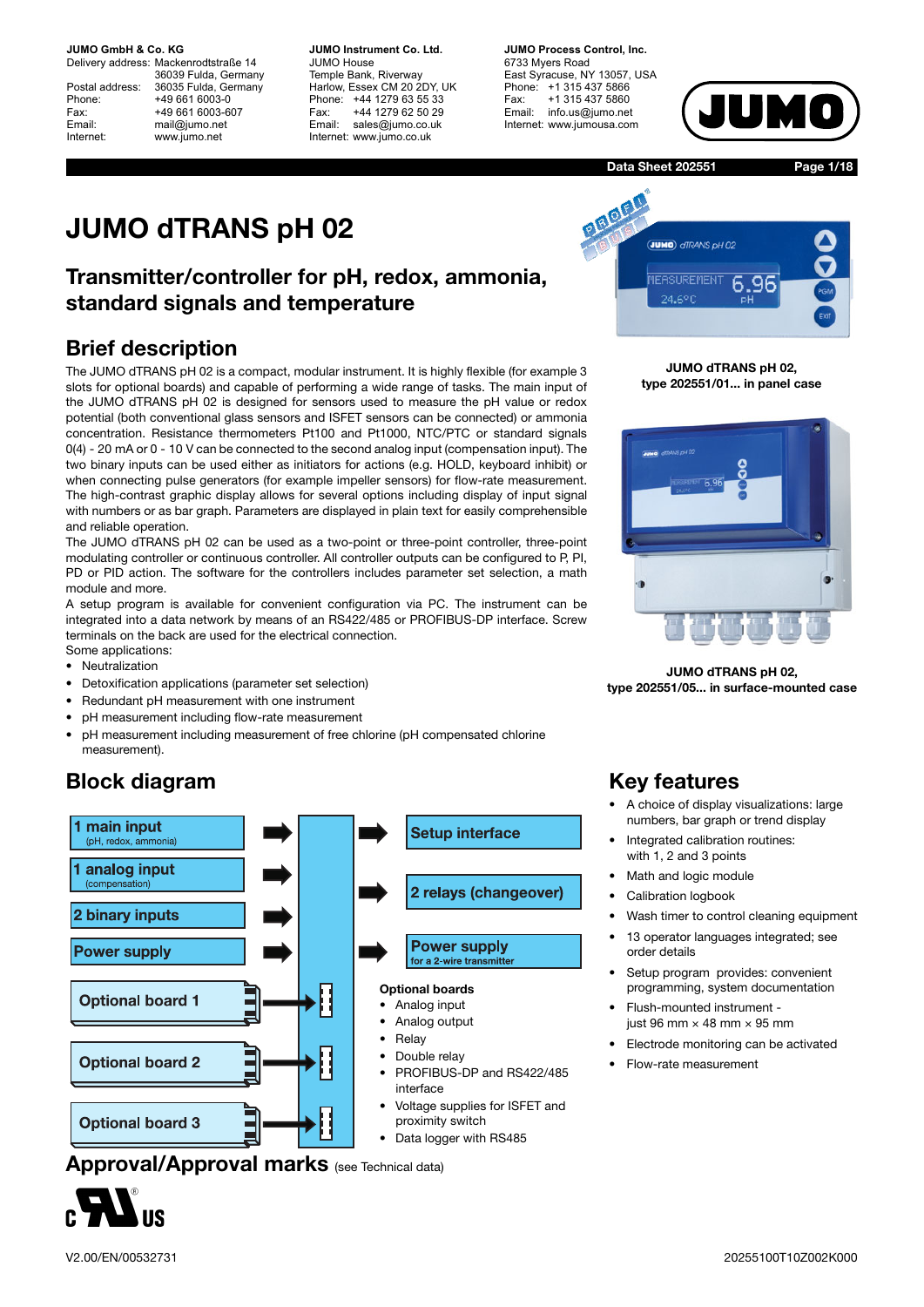**JUMO GmbH & Co. KG**
Delivery address: Mackenrodtstraße 14
36039 Fulda, Germany
Postal address: 36035 Fulda, Germany
Phone: +49 661 6003-0
Fax: +49 661 6003-607
Email: mail@jumo.net
Internet: www.jumo.net

**JUMO Instrument Co. Ltd.**
JUMO House
Temple Bank, Riverway
Harlow, Essex CM 20 2DY, UK
Phone: +44 1279 63 55 33
Fax: +44 1279 62 50 29
Email: sales@jumo.co.uk
Internet: www.jumo.co.uk

**JUMO Process Control, Inc.**
6733 Myers Road
East Syracuse, NY 13057, USA
Phone: +1 315 437 5866
Fax: +1 315 437 5860
Email: info.us@jumo.net
Internet: www.jumousa.com

Data Sheet 202551

# JUMO dTRANS pH 02

## Transmitter/controller for pH, redox, ammonia, standard signals and temperature

## Brief description

The JUMO dTRANS pH 02 is a compact, modular instrument. It is highly flexible (for example 3 slots for optional boards) and capable of performing a wide range of tasks. The main input of the JUMO dTRANS pH 02 is designed for sensors used to measure the pH value or redox potential (both conventional glass sensors and ISFET sensors can be connected) or ammonia concentration. Resistance thermometers Pt100 and Pt1000, NTC/PTC or standard signals 0(4) - 20 mA or 0 - 10 V can be connected to the second analog input (compensation input). The two binary inputs can be used either as initiators for actions (e.g. HOLD, keyboard inhibit) or when connecting pulse generators (for example impeller sensors) for flow-rate measurement. The high-contrast graphic display allows for several options including display of input signal with numbers or as bar graph. Parameters are displayed in plain text for easily comprehensible and reliable operation.

The JUMO dTRANS pH 02 can be used as a two-point or three-point controller, three-point modulating controller or continuous controller. All controller outputs can be configured to P, PI, PD or PID action. The software for the controllers includes parameter set selection, a math module and more.

A setup program is available for convenient configuration via PC. The instrument can be integrated into a data network by means of an RS422/485 or PROFIBUS-DP interface. Screw terminals on the back are used for the electrical connection.

Some applications:

- Neutralization
- Detoxification applications (parameter set selection)
- Redundant pH measurement with one instrument
- pH measurement including flow-rate measurement
- pH measurement including measurement of free chlorine (pH compensated chlorine measurement).

JUMO dTRANS pH 02,
type 202551/01... in panel case

JUMO dTRANS pH 02,
type 202551/05... in surface-mounted case

## Block diagram

Inputs:
- 1 main input (pH, redox, ammonia)
- 1 analog input (compensation)
- 2 binary inputs
- Power supply
- Optional board 1
- Optional board 2
- Optional board 3

Outputs:
- Setup interface
- 2 relays (changeover)
- Power supply for a 2-wire transmitter

**Optional boards**
- Analog input
- Analog output
- Relay
- Double relay
- PROFIBUS-DP and RS422/485 interface
- Voltage supplies for ISFET and proximity switch
- Data logger with RS485

## Key features

- A choice of display visualizations: large numbers, bar graph or trend display
- Integrated calibration routines: with 1, 2 and 3 points
- Math and logic module
- Calibration logbook
- Wash timer to control cleaning equipment
- 13 operator languages integrated; see order details
- Setup program provides: convenient programming, system documentation
- Flush-mounted instrument - just 96 mm × 48 mm × 95 mm
- Electrode monitoring can be activated
- Flow-rate measurement

## Approval/Approval marks (see Technical data)

V2.00/EN/00532731 20255100T10Z002K000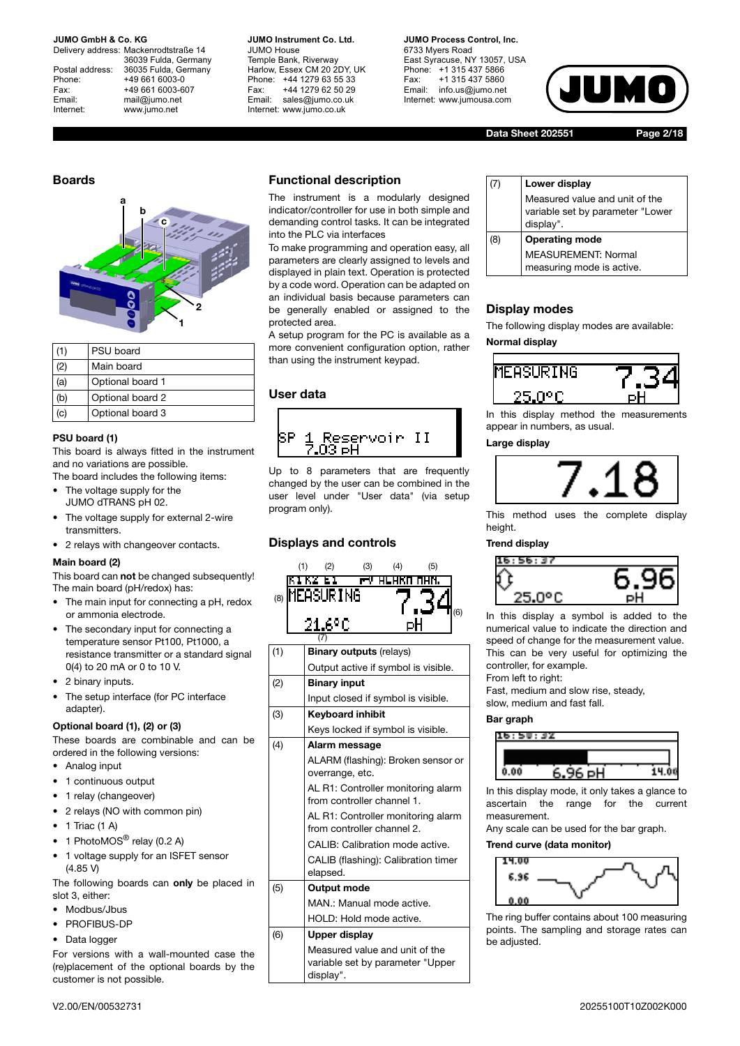## Boards

| (1) | PSU board |
|---|---|
| (2) | Main board |
| (a) | Optional board 1 |
| (b) | Optional board 2 |
| (c) | Optional board 3 |

### PSU board (1)

This board is always fitted in the instrument and no variations are possible.

The board includes the following items:

- The voltage supply for the JUMO dTRANS pH 02.
- The voltage supply for external 2-wire transmitters.
- 2 relays with changeover contacts.

### Main board (2)

This board can **not** be changed subsequently! The main board (pH/redox) has:

- The main input for connecting a pH, redox or ammonia electrode.
- The secondary input for connecting a temperature sensor Pt100, Pt1000, a resistance transmitter or a standard signal 0(4) to 20 mA or 0 to 10 V.
- 2 binary inputs.
- The setup interface (for PC interface adapter).

### Optional board (1), (2) or (3)

These boards are combinable and can be ordered in the following versions:

- Analog input
- 1 continuous output
- 1 relay (changeover)
- 2 relays (NO with common pin)
- 1 Triac (1 A)
- 1 PhotoMOS® relay (0.2 A)
- 1 voltage supply for an ISFET sensor (4.85 V)

The following boards can **only** be placed in slot 3, either:

- Modbus/Jbus
- PROFIBUS-DP
- Data logger

For versions with a wall-mounted case the (re)placement of the optional boards by the customer is not possible.

## Functional description

The instrument is a modularly designed indicator/controller for use in both simple and demanding control tasks. It can be integrated into the PLC via interfaces

To make programming and operation easy, all parameters are clearly assigned to levels and displayed in plain text. Operation is protected by a code word. Operation can be adapted on an individual basis because parameters can be generally enabled or assigned to the protected area.

A setup program for the PC is available as a more convenient configuration option, rather than using the instrument keypad.

## User data

Up to 8 parameters that are frequently changed by the user can be combined in the user level under "User data" (via setup program only).

## Displays and controls

| (1) | **Binary outputs** (relays)<br>Output active if symbol is visible. |
|---|---|
| (2) | **Binary input**<br>Input closed if symbol is visible. |
| (3) | **Keyboard inhibit**<br>Keys locked if symbol is visible. |
| (4) | **Alarm message**<br>ALARM (flashing): Broken sensor or overrange, etc.<br>AL R1: Controller monitoring alarm from controller channel 1.<br>AL R1: Controller monitoring alarm from controller channel 2.<br>CALIB: Calibration mode active.<br>CALIB (flashing): Calibration timer elapsed. |
| (5) | **Output mode**<br>MAN.: Manual mode active.<br>HOLD: Hold mode active. |
| (6) | **Upper display**<br>Measured value and unit of the variable set by parameter "Upper display". |
| (7) | **Lower display**<br>Measured value and unit of the variable set by parameter "Lower display". |
| (8) | **Operating mode**<br>MEASUREMENT: Normal measuring mode is active. |

## Display modes

The following display modes are available:

**Normal display**

In this display method the measurements appear in numbers, as usual.

**Large display**

This method uses the complete display height.

**Trend display**

In this display a symbol is added to the numerical value to indicate the direction and speed of change for the measurement value. This can be very useful for optimizing the controller, for example.

From left to right:

Fast, medium and slow rise, steady, slow, medium and fast fall.

**Bar graph**

In this display mode, it only takes a glance to ascertain the range for the current measurement.

Any scale can be used for the bar graph.

**Trend curve (data monitor)**

The ring buffer contains about 100 measuring points. The sampling and storage rates can be adjusted.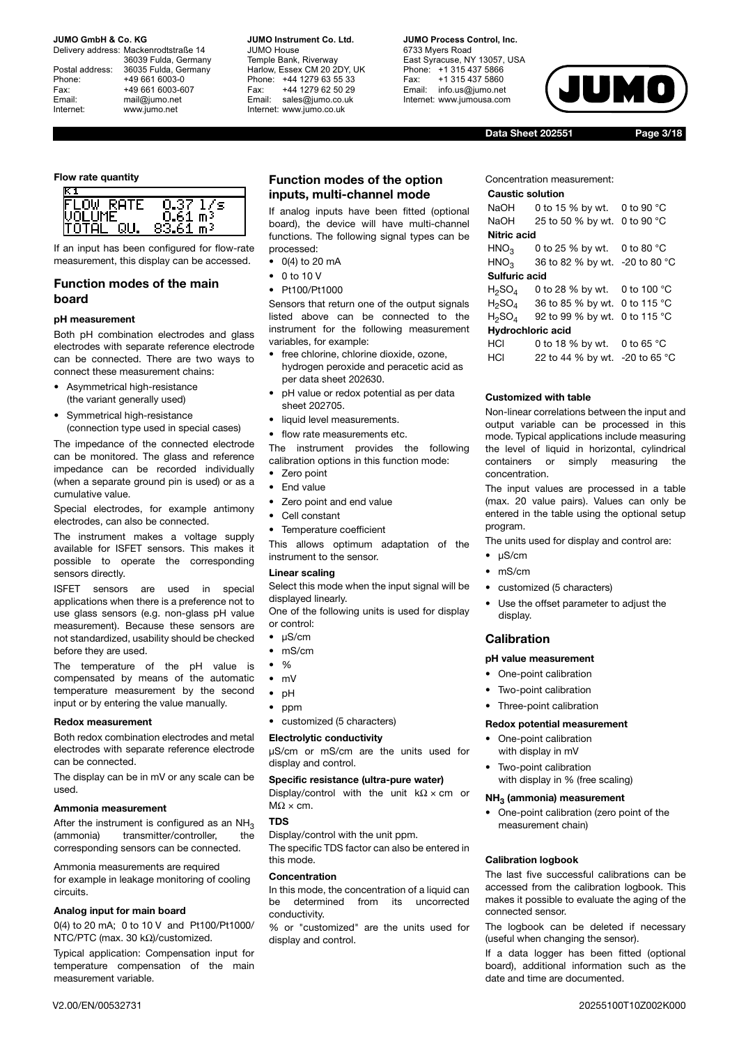#### Flow rate quantity

```
K1
FLOW RATE    0.37 l/s
VOLUME       0.61 m³
TOTAL QU.   83.61 m³
```

If an input has been configured for flow-rate measurement, this display can be accessed.

## Function modes of the main board

#### pH measurement

Both pH combination electrodes and glass electrodes with separate reference electrode can be connected. There are two ways to connect these measurement chains:

- Asymmetrical high-resistance (the variant generally used)
- Symmetrical high-resistance (connection type used in special cases)

The impedance of the connected electrode can be monitored. The glass and reference impedance can be recorded individually (when a separate ground pin is used) or as a cumulative value.

Special electrodes, for example antimony electrodes, can also be connected.

The instrument makes a voltage supply available for ISFET sensors. This makes it possible to operate the corresponding sensors directly.

ISFET sensors are used in special applications when there is a preference not to use glass sensors (e.g. non-glass pH value measurement). Because these sensors are not standardized, usability should be checked before they are used.

The temperature of the pH value is compensated by means of the automatic temperature measurement by the second input or by entering the value manually.

#### Redox measurement

Both redox combination electrodes and metal electrodes with separate reference electrode can be connected.

The display can be in mV or any scale can be used.

#### Ammonia measurement

After the instrument is configured as an $NH_3$ (ammonia) transmitter/controller, the corresponding sensors can be connected.

Ammonia measurements are required for example in leakage monitoring of cooling circuits.

#### Analog input for main board

0(4) to 20 mA; 0 to 10 V and Pt100/Pt1000/ NTC/PTC (max. 30 kΩ)/customized.

Typical application: Compensation input for temperature compensation of the main measurement variable.

## Function modes of the option inputs, multi-channel mode

If analog inputs have been fitted (optional board), the device will have multi-channel functions. The following signal types can be processed:

- 0(4) to 20 mA
- 0 to 10 V
- Pt100/Pt1000

Sensors that return one of the output signals listed above can be connected to the instrument for the following measurement variables, for example:

- free chlorine, chlorine dioxide, ozone, hydrogen peroxide and peracetic acid as per data sheet 202630.
- pH value or redox potential as per data sheet 202705.
- liquid level measurements.
- flow rate measurements etc.

The instrument provides the following calibration options in this function mode:

- Zero point
- End value
- Zero point and end value
- Cell constant
- Temperature coefficient

This allows optimum adaptation of the instrument to the sensor.

#### Linear scaling

Select this mode when the input signal will be displayed linearly.

One of the following units is used for display or control:

- µS/cm
- mS/cm
- %
- mV
- pH
- ppm
- customized (5 characters)

#### Electrolytic conductivity

µS/cm or mS/cm are the units used for display and control.

#### Specific resistance (ultra-pure water)

Display/control with the unit kΩ × cm or MΩ × cm.

#### TDS

Display/control with the unit ppm.

The specific TDS factor can also be entered in this mode.

#### Concentration

In this mode, the concentration of a liquid can be determined from its uncorrected conductivity.

% or "customized" are the units used for display and control.

Concentration measurement:

| Caustic solution | | |
|---|---|---|
| NaOH | 0 to 15 % by wt. | 0 to 90 °C |
| NaOH | 25 to 50 % by wt. | 0 to 90 °C |
| **Nitric acid** | | |
| $HNO_3$ | 0 to 25 % by wt. | 0 to 80 °C |
| $HNO_3$ | 36 to 82 % by wt. | -20 to 80 °C |
| **Sulfuric acid** | | |
| $H_2SO_4$ | 0 to 28 % by wt. | 0 to 100 °C |
| $H_2SO_4$ | 36 to 85 % by wt. | 0 to 115 °C |
| $H_2SO_4$ | 92 to 99 % by wt. | 0 to 115 °C |
| **Hydrochloric acid** | | |
| HCl | 0 to 18 % by wt. | 0 to 65 °C |
| HCl | 22 to 44 % by wt. | -20 to 65 °C |

#### Customized with table

Non-linear correlations between the input and output variable can be processed in this mode. Typical applications include measuring the level of liquid in horizontal, cylindrical containers or simply measuring the concentration.

The input values are processed in a table (max. 20 value pairs). Values can only be entered in the table using the optional setup program.

The units used for display and control are:

- µS/cm
- mS/cm
- customized (5 characters)
- Use the offset parameter to adjust the display.

## Calibration

#### pH value measurement

- One-point calibration
- Two-point calibration
- Three-point calibration

#### Redox potential measurement

- One-point calibration with display in mV
- Two-point calibration with display in % (free scaling)

#### $NH_3$ (ammonia) measurement

- One-point calibration (zero point of the measurement chain)

#### Calibration logbook

The last five successful calibrations can be accessed from the calibration logbook. This makes it possible to evaluate the aging of the connected sensor.

The logbook can be deleted if necessary (useful when changing the sensor).

If a data logger has been fitted (optional board), additional information such as the date and time are documented.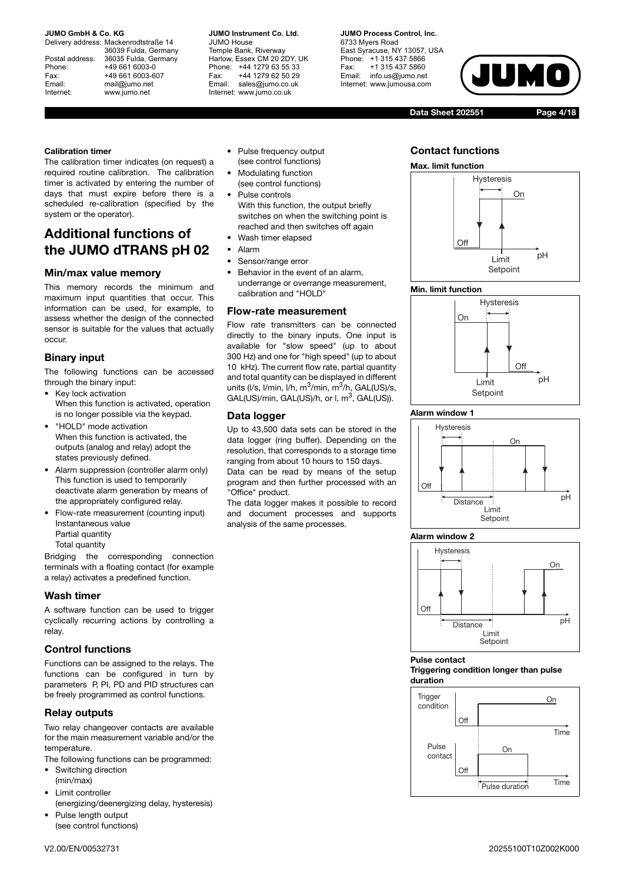**Calibration timer**

The calibration timer indicates (on request) a required routine calibration. The calibration timer is activated by entering the number of days that must expire before there is a scheduled re-calibration (specified by the system or the operator).

# Additional functions of the JUMO dTRANS pH 02

## Min/max value memory

This memory records the minimum and maximum input quantities that occur. This information can be used, for example, to assess whether the design of the connected sensor is suitable for the values that actually occur.

## Binary input

The following functions can be accessed through the binary input:

- Key lock activation
  When this function is activated, operation is no longer possible via the keypad.
- "HOLD" mode activation
  When this function is activated, the outputs (analog and relay) adopt the states previously defined.
- Alarm suppression (controller alarm only)
  This function is used to temporarily deactivate alarm generation by means of the appropriately configured relay.
- Flow-rate measurement (counting input)
  Instantaneous value
  Partial quantity
  Total quantity

Bridging the corresponding connection terminals with a floating contact (for example a relay) activates a predefined function.

## Wash timer

A software function can be used to trigger cyclically recurring actions by controlling a relay.

## Control functions

Functions can be assigned to the relays. The functions can be configured in turn by parameters P, PI, PD and PID structures can be freely programmed as control functions.

## Relay outputs

Two relay changeover contacts are available for the main measurement variable and/or the temperature.

The following functions can be programmed:

- Switching direction
  (min/max)
- Limit controller
  (energizing/deenergizing delay, hysteresis)
- Pulse length output
  (see control functions)
- Pulse frequency output
  (see control functions)
- Modulating function
  (see control functions)
- Pulse controls
  With this function, the output briefly switches on when the switching point is reached and then switches off again
- Wash timer elapsed
- Alarm
- Sensor/range error
- Behavior in the event of an alarm, underrange or overrange measurement, calibration and "HOLD"

## Flow-rate measurement

Flow rate transmitters can be connected directly to the binary inputs. One input is available for "slow speed" (up to about 300 Hz) and one for "high speed" (up to about 10 kHz). The current flow rate, partial quantity and total quantity can be displayed in different units (l/s, l/min, l/h, $m^3$/min, $m^3$/h, GAL(US)/s, GAL(US)/min, GAL(US)/h, or l, $m^3$, GAL(US)).

## Data logger

Up to 43,500 data sets can be stored in the data logger (ring buffer). Depending on the resolution, that corresponds to a storage time ranging from about 10 hours to 150 days.

Data can be read by means of the setup program and then further processed with an "Office" product.

The data logger makes it possible to record and document processes and supports analysis of the same processes.

## Contact functions

**Max. limit function**

Hysteresis, On, Off, Limit Setpoint, pH

**Min. limit function**

Hysteresis, On, Off, Limit Setpoint, pH

**Alarm window 1**

Hysteresis, On, Off, Distance, Limit Setpoint, pH

**Alarm window 2**

Hysteresis, On, Off, Distance, Limit Setpoint, pH

**Pulse contact**
**Triggering condition longer than pulse duration**

Trigger condition: Off, On, Time
Pulse contact: Off, On, Pulse duration, Time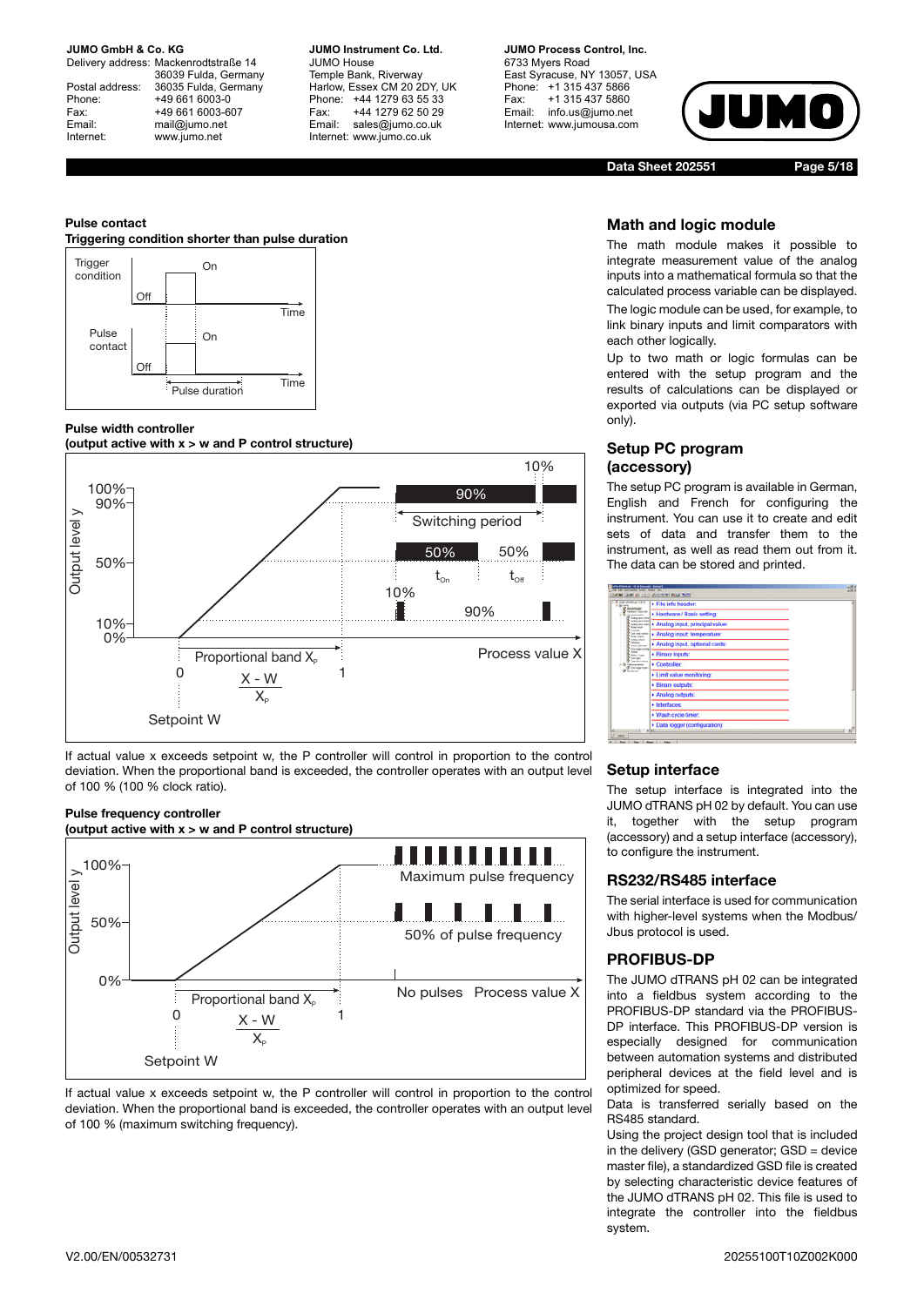**Pulse contact**
**Triggering condition shorter than pulse duration**

**Pulse width controller**
**(output active with x > w and P control structure)**

If actual value x exceeds setpoint w, the P controller will control in proportion to the control deviation. When the proportional band is exceeded, the controller operates with an output level of 100 % (100 % clock ratio).

**Pulse frequency controller**
**(output active with x > w and P control structure)**

If actual value x exceeds setpoint w, the P controller will control in proportion to the control deviation. When the proportional band is exceeded, the controller operates with an output level of 100 % (maximum switching frequency).

## Math and logic module

The math module makes it possible to integrate measurement value of the analog inputs into a mathematical formula so that the calculated process variable can be displayed.

The logic module can be used, for example, to link binary inputs and limit comparators with each other logically.

Up to two math or logic formulas can be entered with the setup program and the results of calculations can be displayed or exported via outputs (via PC setup software only).

## Setup PC program (accessory)

The setup PC program is available in German, English and French for configuring the instrument. You can use it to create and edit sets of data and transfer them to the instrument, as well as read them out from it. The data can be stored and printed.

## Setup interface

The setup interface is integrated into the JUMO dTRANS pH 02 by default. You can use it, together with the setup program (accessory) and a setup interface (accessory), to configure the instrument.

## RS232/RS485 interface

The serial interface is used for communication with higher-level systems when the Modbus/ Jbus protocol is used.

## PROFIBUS-DP

The JUMO dTRANS pH 02 can be integrated into a fieldbus system according to the PROFIBUS-DP standard via the PROFIBUS-DP interface. This PROFIBUS-DP version is especially designed for communication between automation systems and distributed peripheral devices at the field level and is optimized for speed.

Data is transferred serially based on the RS485 standard.

Using the project design tool that is included in the delivery (GSD generator; GSD = device master file), a standardized GSD file is created by selecting characteristic device features of the JUMO dTRANS pH 02. This file is used to integrate the controller into the fieldbus system.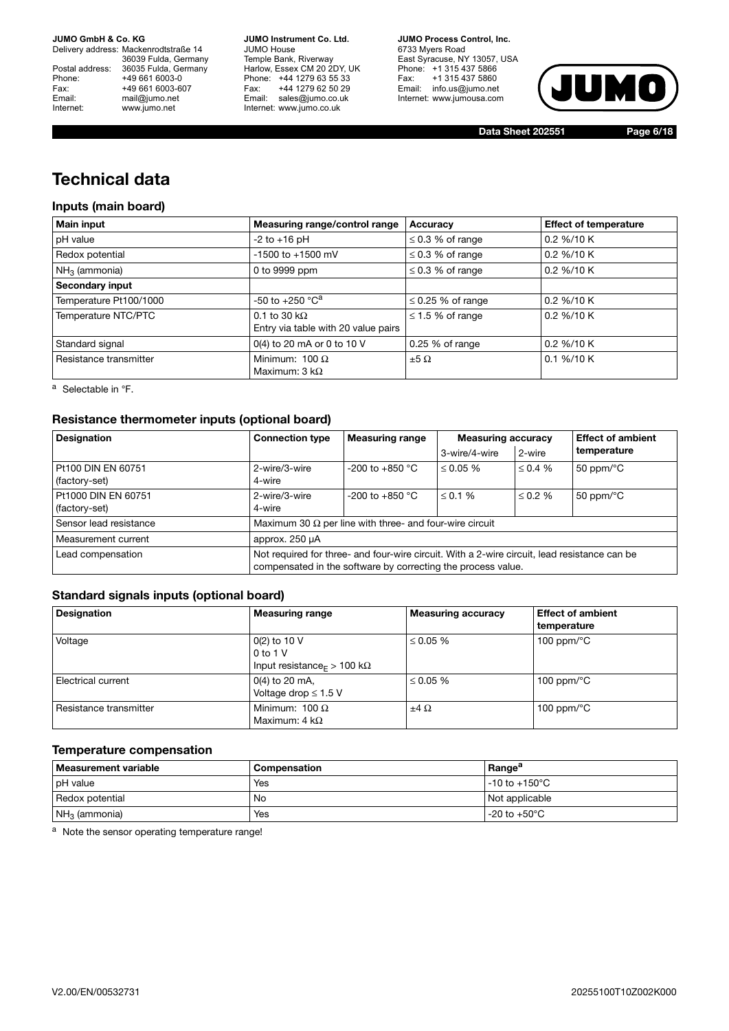# Technical data

### Inputs (main board)

| Main input | Measuring range/control range | Accuracy | Effect of temperature |
|---|---|---|---|
| pH value | -2 to +16 pH | ≤ 0.3 % of range | 0.2 %/10 K |
| Redox potential | -1500 to +1500 mV | ≤ 0.3 % of range | 0.2 %/10 K |
| $NH_3$ (ammonia) | 0 to 9999 ppm | ≤ 0.3 % of range | 0.2 %/10 K |
| **Secondary input** | | | |
| Temperature Pt100/1000 | -50 to +250 °C[a] | ≤ 0.25 % of range | 0.2 %/10 K |
| Temperature NTC/PTC | 0.1 to 30 kΩ<br>Entry via table with 20 value pairs | ≤ 1.5 % of range | 0.2 %/10 K |
| Standard signal | 0(4) to 20 mA or 0 to 10 V | 0.25 % of range | 0.2 %/10 K |
| Resistance transmitter | Minimum: 100 Ω<br>Maximum: 3 kΩ | ±5 Ω | 0.1 %/10 K |

[a] Selectable in °F.

### Resistance thermometer inputs (optional board)

| Designation | Connection type | Measuring range | Measuring accuracy | | Effect of ambient temperature |
|---|---|---|---|---|---|
| | | | 3-wire/4-wire | 2-wire | |
| Pt100 DIN EN 60751<br>(factory-set) | 2-wire/3-wire<br>4-wire | -200 to +850 °C | ≤ 0.05 % | ≤ 0.4 % | 50 ppm/°C |
| Pt1000 DIN EN 60751<br>(factory-set) | 2-wire/3-wire<br>4-wire | -200 to +850 °C | ≤ 0.1 % | ≤ 0.2 % | 50 ppm/°C |
| Sensor lead resistance | Maximum 30 Ω per line with three- and four-wire circuit | | | | |
| Measurement current | approx. 250 µA | | | | |
| Lead compensation | Not required for three- and four-wire circuit. With a 2-wire circuit, lead resistance can be compensated in the software by correcting the process value. | | | | |

### Standard signals inputs (optional board)

| Designation | Measuring range | Measuring accuracy | Effect of ambient temperature |
|---|---|---|---|
| Voltage | 0(2) to 10 V<br>0 to 1 V<br>Input resistance$_E$ > 100 kΩ | ≤ 0.05 % | 100 ppm/°C |
| Electrical current | 0(4) to 20 mA,<br>Voltage drop ≤ 1.5 V | ≤ 0.05 % | 100 ppm/°C |
| Resistance transmitter | Minimum: 100 Ω<br>Maximum: 4 kΩ | ±4 Ω | 100 ppm/°C |

### Temperature compensation

| Measurement variable | Compensation | Range[a] |
|---|---|---|
| pH value | Yes | -10 to +150°C |
| Redox potential | No | Not applicable |
| $NH_3$ (ammonia) | Yes | -20 to +50°C |

[a] Note the sensor operating temperature range!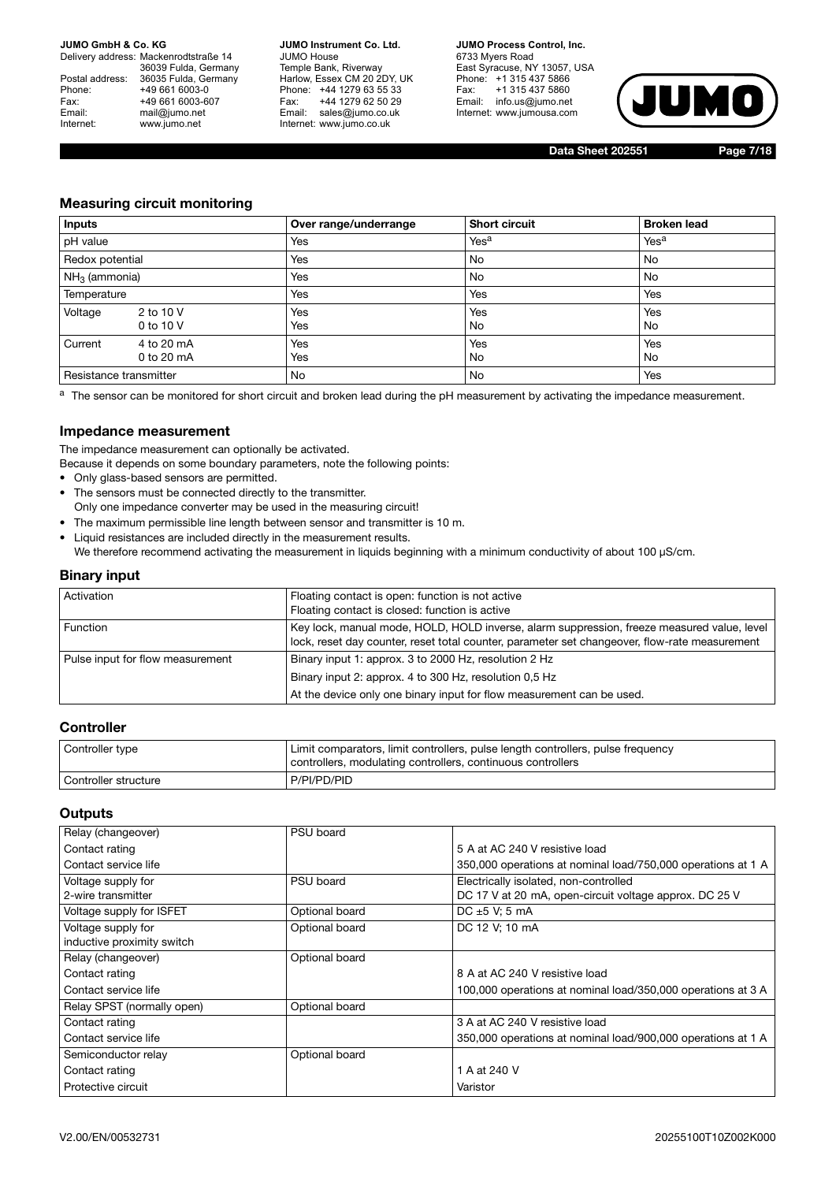## Measuring circuit monitoring

| Inputs | | Over range/underrange | Short circuit | Broken lead |
|---|---|---|---|---|
| pH value | | Yes | Yes[a] | Yes[a] |
| Redox potential | | Yes | No | No |
| $NH_3$ (ammonia) | | Yes | No | No |
| Temperature | | Yes | Yes | Yes |
| Voltage | 2 to 10 V<br>0 to 10 V | Yes<br>Yes | Yes<br>No | Yes<br>No |
| Current | 4 to 20 mA<br>0 to 20 mA | Yes<br>Yes | Yes<br>No | Yes<br>No |
| Resistance transmitter | | No | No | Yes |

[a] The sensor can be monitored for short circuit and broken lead during the pH measurement by activating the impedance measurement.

## Impedance measurement

The impedance measurement can optionally be activated.

Because it depends on some boundary parameters, note the following points:

- Only glass-based sensors are permitted.
- The sensors must be connected directly to the transmitter.
  Only one impedance converter may be used in the measuring circuit!
- The maximum permissible line length between sensor and transmitter is 10 m.
- Liquid resistances are included directly in the measurement results.
  We therefore recommend activating the measurement in liquids beginning with a minimum conductivity of about 100 µS/cm.

## Binary input

| | |
|---|---|
| Activation | Floating contact is open: function is not active<br>Floating contact is closed: function is active |
| Function | Key lock, manual mode, HOLD, HOLD inverse, alarm suppression, freeze measured value, level lock, reset day counter, reset total counter, parameter set changeover, flow-rate measurement |
| Pulse input for flow measurement | Binary input 1: approx. 3 to 2000 Hz, resolution 2 Hz<br>Binary input 2: approx. 4 to 300 Hz, resolution 0,5 Hz<br>At the device only one binary input for flow measurement can be used. |

## Controller

| | |
|---|---|
| Controller type | Limit comparators, limit controllers, pulse length controllers, pulse frequency controllers, modulating controllers, continuous controllers |
| Controller structure | P/PI/PD/PID |

## Outputs

| | | |
|---|---|---|
| Relay (changeover) | PSU board | |
| Contact rating | | 5 A at AC 240 V resistive load |
| Contact service life | | 350,000 operations at nominal load/750,000 operations at 1 A |
| Voltage supply for 2-wire transmitter | PSU board | Electrically isolated, non-controlled<br>DC 17 V at 20 mA, open-circuit voltage approx. DC 25 V |
| Voltage supply for ISFET | Optional board | DC ±5 V; 5 mA |
| Voltage supply for inductive proximity switch | Optional board | DC 12 V; 10 mA |
| Relay (changeover) | Optional board | |
| Contact rating | | 8 A at AC 240 V resistive load |
| Contact service life | | 100,000 operations at nominal load/350,000 operations at 3 A |
| Relay SPST (normally open) | Optional board | |
| Contact rating | | 3 A at AC 240 V resistive load |
| Contact service life | | 350,000 operations at nominal load/900,000 operations at 1 A |
| Semiconductor relay | Optional board | |
| Contact rating | | 1 A at 240 V |
| Protective circuit | | Varistor |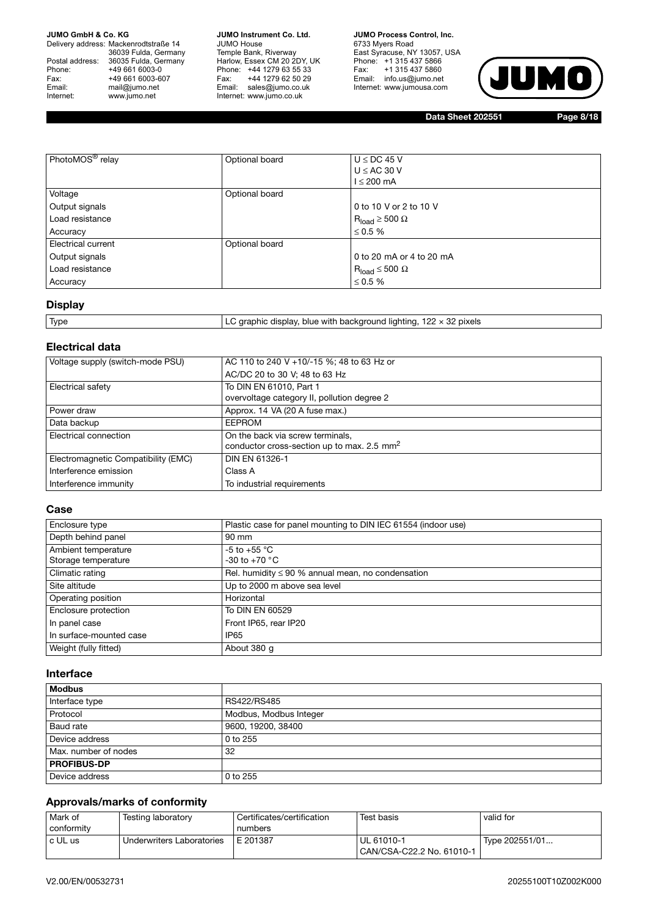| PhotoMOS® relay | Optional board | U ≤ DC 45 V<br>U ≤ AC 30 V<br>I ≤ 200 mA |
|---|---|---|
| Voltage | Optional board | |
| Output signals | | 0 to 10 V or 2 to 10 V |
| Load resistance | | $R_{load}$ ≥ 500 Ω |
| Accuracy | | ≤ 0.5 % |
| Electrical current | Optional board | |
| Output signals | | 0 to 20 mA or 4 to 20 mA |
| Load resistance | | $R_{load}$ ≤ 500 Ω |
| Accuracy | | ≤ 0.5 % |

## Display

| Type | LC graphic display, blue with background lighting, 122 × 32 pixels |
|---|---|

## Electrical data

| Voltage supply (switch-mode PSU) | AC 110 to 240 V +10/-15 %; 48 to 63 Hz or<br>AC/DC 20 to 30 V; 48 to 63 Hz |
|---|---|
| Electrical safety | To DIN EN 61010, Part 1<br>overvoltage category II, pollution degree 2 |
| Power draw | Approx. 14 VA (20 A fuse max.) |
| Data backup | EEPROM |
| Electrical connection | On the back via screw terminals,<br>conductor cross-section up to max. 2.5 $mm^2$ |
| Electromagnetic Compatibility (EMC) | DIN EN 61326-1 |
| Interference emission | Class A |
| Interference immunity | To industrial requirements |

## Case

| Enclosure type | Plastic case for panel mounting to DIN IEC 61554 (indoor use) |
|---|---|
| Depth behind panel | 90 mm |
| Ambient temperature<br>Storage temperature | -5 to +55 °C<br>-30 to +70 °C |
| Climatic rating | Rel. humidity ≤ 90 % annual mean, no condensation |
| Site altitude | Up to 2000 m above sea level |
| Operating position | Horizontal |
| Enclosure protection | To DIN EN 60529 |
| In panel case | Front IP65, rear IP20 |
| In surface-mounted case | IP65 |
| Weight (fully fitted) | About 380 g |

## Interface

| **Modbus** | |
|---|---|
| Interface type | RS422/RS485 |
| Protocol | Modbus, Modbus Integer |
| Baud rate | 9600, 19200, 38400 |
| Device address | 0 to 255 |
| Max. number of nodes | 32 |
| **PROFIBUS-DP** | |
| Device address | 0 to 255 |

## Approvals/marks of conformity

| Mark of conformity | Testing laboratory | Certificates/certification numbers | Test basis | valid for |
|---|---|---|---|---|
| c UL us | Underwriters Laboratories | E 201387 | UL 61010-1<br>CAN/CSA-C22.2 No. 61010-1 | Type 202551/01... |

V2.00/EN/00532731 20255100T10Z002K000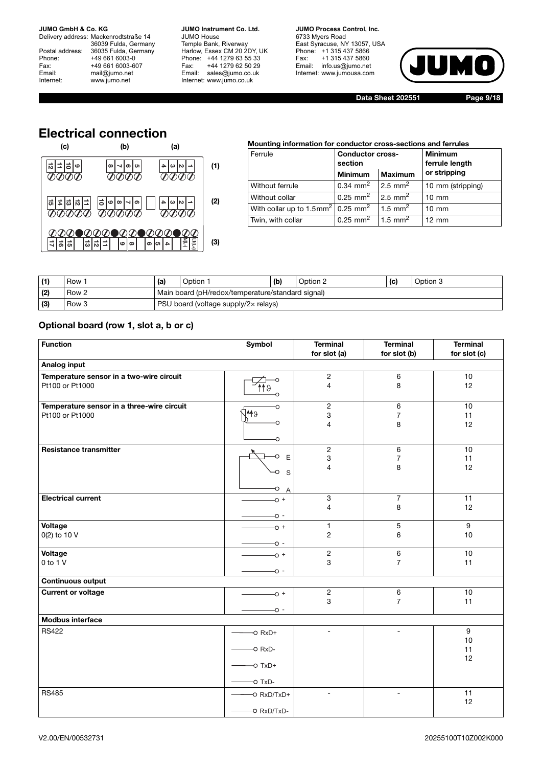# Electrical connection

**Mounting information for conductor cross-sections and ferrules**

| Ferrule | Conductor cross-section | | Minimum ferrule length or stripping |
|---|---|---|---|
| | Minimum | Maximum | |
| Without ferrule | 0.34 mm² | 2.5 mm² | 10 mm (stripping) |
| Without collar | 0.25 mm² | 2.5 mm² | 10 mm |
| With collar up to 1.5mm² | 0.25 mm² | 1.5 mm² | 10 mm |
| Twin, with collar | 0.25 mm² | 1.5 mm² | 12 mm |

| (1) | Row 1 | (a) | Option 1 | (b) | Option 2 | (c) | Option 3 |
|---|---|---|---|---|---|---|---|
| (2) | Row 2 | Main board (pH/redox/temperature/standard signal) | | | | | |
| (3) | Row 3 | PSU board (voltage supply/2× relays) | | | | | |

## Optional board (row 1, slot a, b or c)

| Function | Symbol | Terminal for slot (a) | Terminal for slot (b) | Terminal for slot (c) |
|---|---|---|---|---|
| **Analog input** | | | | |
| **Temperature sensor in a two-wire circuit** Pt100 or Pt1000 | | 2<br>4 | 6<br>8 | 10<br>12 |
| **Temperature sensor in a three-wire circuit** Pt100 or Pt1000 | | 2<br>3<br>4 | 6<br>7<br>8 | 10<br>11<br>12 |
| **Resistance transmitter** | E<br>S<br>A | 2<br>3<br>4 | 6<br>7<br>8 | 10<br>11<br>12 |
| **Electrical current** | +<br>- | 3<br>4 | 7<br>8 | 11<br>12 |
| **Voltage** 0(2) to 10 V | +<br>- | 1<br>2 | 5<br>6 | 9<br>10 |
| **Voltage** 0 to 1 V | +<br>- | 2<br>3 | 6<br>7 | 10<br>11 |
| **Continuous output** | | | | |
| **Current or voltage** | +<br>- | 2<br>3 | 6<br>7 | 10<br>11 |
| **Modbus interface** | | | | |
| RS422 | RxD+<br>RxD-<br>TxD+<br>TxD- | - | - | 9<br>10<br>11<br>12 |
| RS485 | RxD/TxD+<br>RxD/TxD- | - | - | 11<br>12 |

V2.00/EN/00532731

20255100T10Z002K000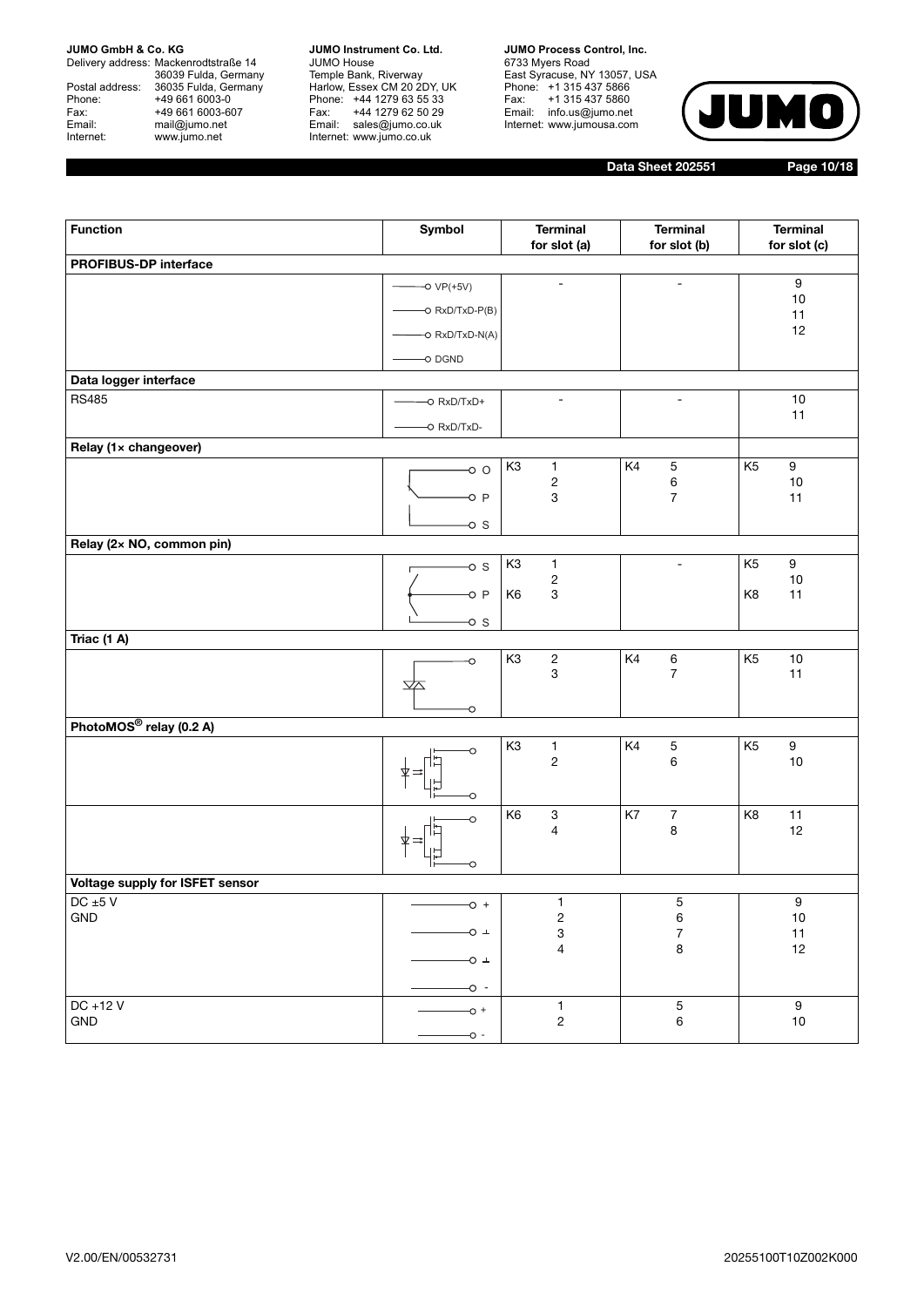| Function | Symbol | Terminal for slot (a) | Terminal for slot (b) | Terminal for slot (c) |
|---|---|---|---|---|
| **PROFIBUS-DP interface** | | | | |
| | VP(+5V)<br>RxD/TxD-P(B)<br>RxD/TxD-N(A)<br>DGND | - | - | 9<br>10<br>11<br>12 |
| **Data logger interface** | | | | |
| RS485 | RxD/TxD+<br>RxD/TxD- | - | - | 10<br>11 |
| **Relay (1× changeover)** | | | | |
| | O<br>P<br>S | K3 1<br>2<br>3 | K4 5<br>6<br>7 | K5 9<br>10<br>11 |
| **Relay (2× NO, common pin)** | | | | |
| | S<br>P<br>S | K3 1<br>2<br>K6 3 | - | K5 9<br>10<br>K8 11 |
| **Triac (1 A)** | | | | |
| | | K3 2<br>3 | K4 6<br>7 | K5 10<br>11 |
| **PhotoMOS® relay (0.2 A)** | | | | |
| | | K3 1<br>2 | K4 5<br>6 | K5 9<br>10 |
| | | K6 3<br>4 | K7 7<br>8 | K8 11<br>12 |
| **Voltage supply for ISFET sensor** | | | | |
| DC ±5 V<br>GND | +<br>⊥<br>⊥<br>- | 1<br>2<br>3<br>4 | 5<br>6<br>7<br>8 | 9<br>10<br>11<br>12 |
| DC +12 V<br>GND | +<br>- | 1<br>2 | 5<br>6 | 9<br>10 |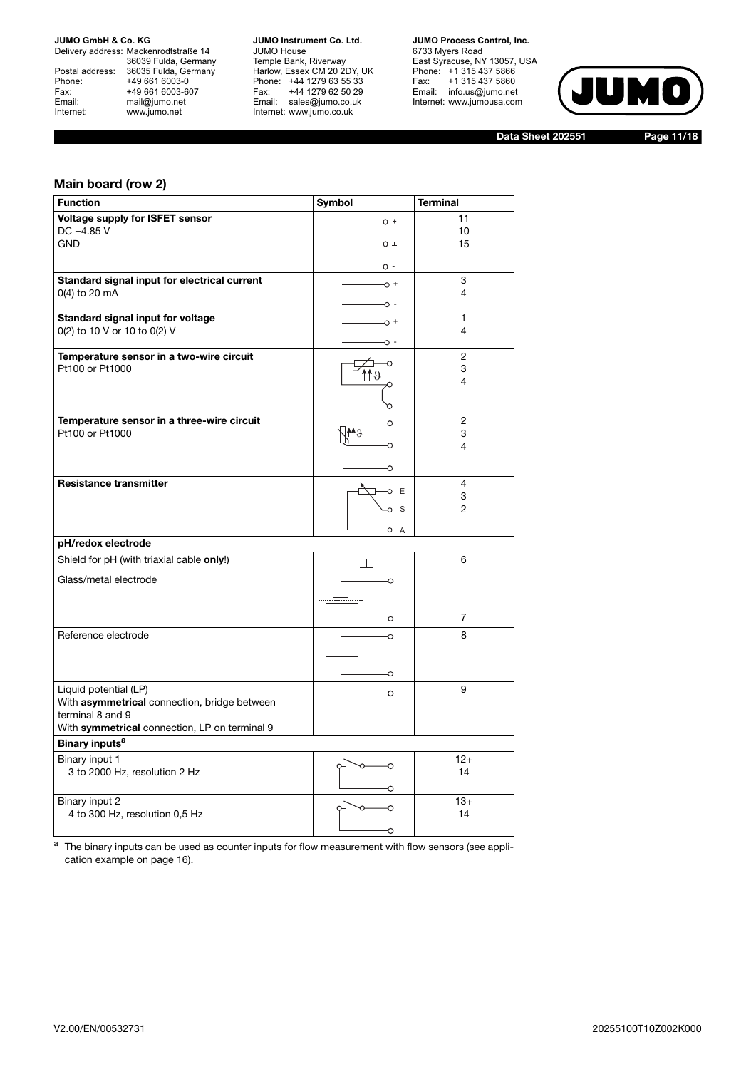## Main board (row 2)

| Function | Symbol | Terminal |
|---|---|---|
| **Voltage supply for ISFET sensor**<br>DC ±4.85 V<br>GND | + ⊥ - | 11<br>10<br>15 |
| **Standard signal input for electrical current**<br>0(4) to 20 mA | + - | 3<br>4 |
| **Standard signal input for voltage**<br>0(2) to 10 V or 10 to 0(2) V | + - | 1<br>4 |
| **Temperature sensor in a two-wire circuit**<br>Pt100 or Pt1000 | | 2<br>3<br>4 |
| **Temperature sensor in a three-wire circuit**<br>Pt100 or Pt1000 | | 2<br>3<br>4 |
| **Resistance transmitter** | E S A | 4<br>3<br>2 |
| **pH/redox electrode** | | |
| Shield for pH (with triaxial cable **only**!) | ⊥ | 6 |
| Glass/metal electrode | | 7 |
| Reference electrode | | 8 |
| Liquid potential (LP)<br>With **asymmetrical** connection, bridge between terminal 8 and 9<br>With **symmetrical** connection, LP on terminal 9 | | 9 |
| **Binary inputs**[a] | | |
| Binary input 1<br>3 to 2000 Hz, resolution 2 Hz | | 12+<br>14 |
| Binary input 2<br>4 to 300 Hz, resolution 0,5 Hz | | 13+<br>14 |

[a] The binary inputs can be used as counter inputs for flow measurement with flow sensors (see application example on page 16).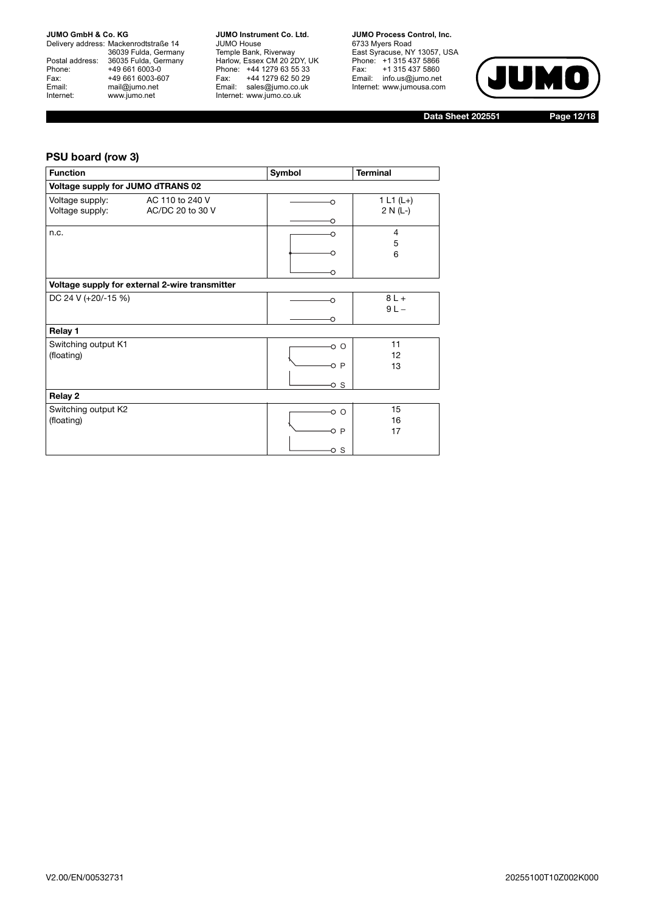## PSU board (row 3)

| Function | Symbol | Terminal |
|---|---|---|
| **Voltage supply for JUMO dTRANS 02** | | |
| Voltage supply: AC 110 to 240 V<br>Voltage supply: AC/DC 20 to 30 V | | 1 L1 (L+)<br>2 N (L-) |
| n.c. | | 4<br>5<br>6 |
| **Voltage supply for external 2-wire transmitter** | | |
| DC 24 V (+20/-15 %) | | 8 L +<br>9 L – |
| **Relay 1** | | |
| Switching output K1<br>(floating) | O<br>P<br>S | 11<br>12<br>13 |
| **Relay 2** | | |
| Switching output K2<br>(floating) | O<br>P<br>S | 15<br>16<br>17 |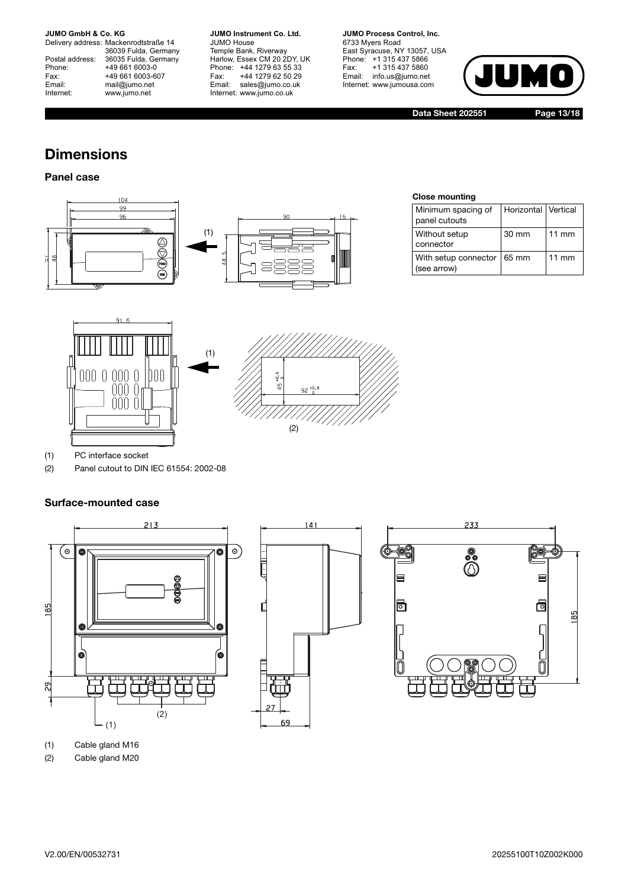# Dimensions

## Panel case

**Close mounting**

| Minimum spacing of panel cutouts | Horizontal | Vertical |
|---|---|---|
| Without setup connector | 30 mm | 11 mm |
| With setup connector (see arrow) | 65 mm | 11 mm |

(1) PC interface socket

(2) Panel cutout to DIN IEC 61554: 2002-08

## Surface-mounted case

(1) Cable gland M16

(2) Cable gland M20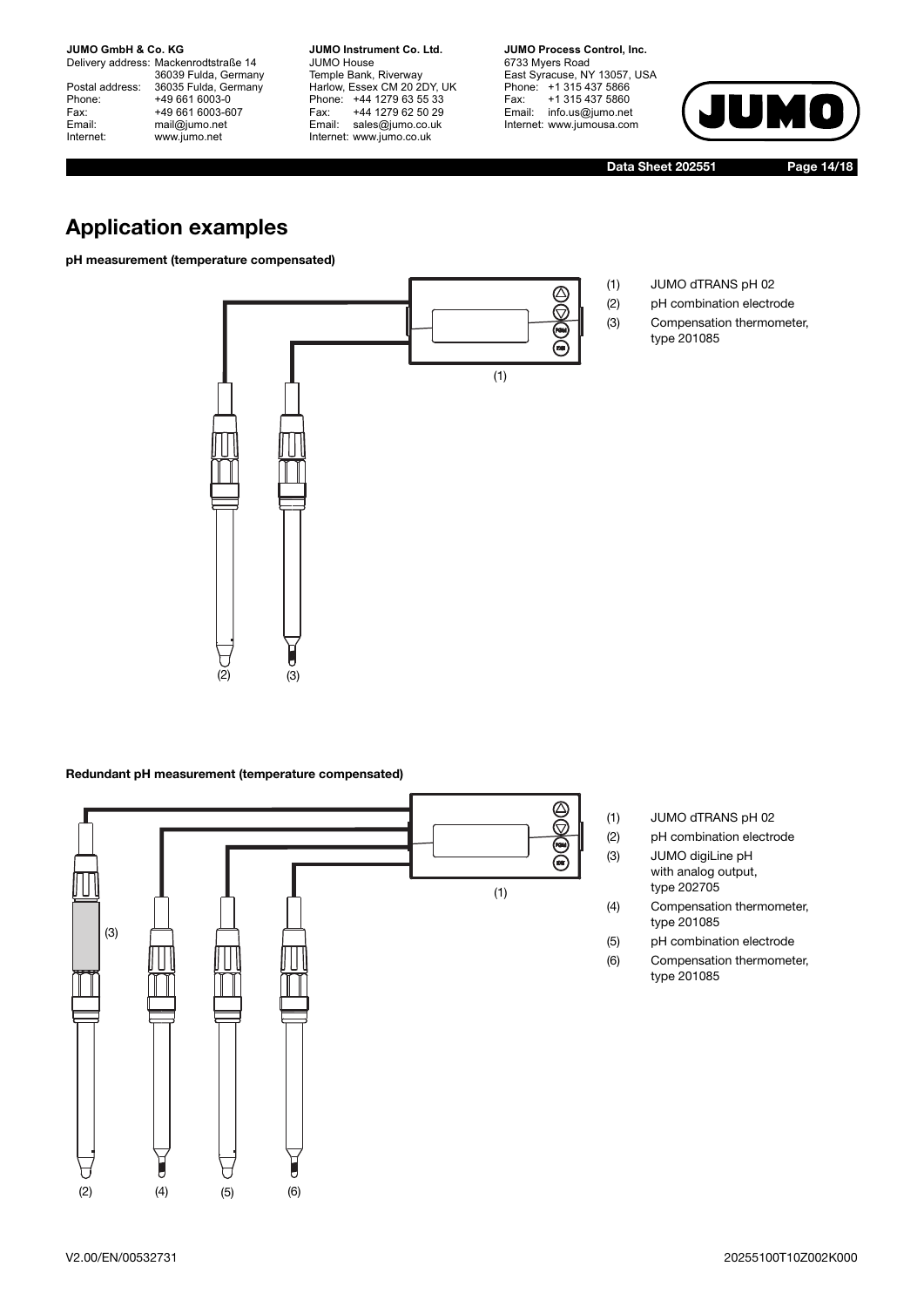# Application examples

**pH measurement (temperature compensated)**

(1) JUMO dTRANS pH 02
(2) pH combination electrode
(3) Compensation thermometer, type 201085

**Redundant pH measurement (temperature compensated)**

(1) JUMO dTRANS pH 02
(2) pH combination electrode
(3) JUMO digiLine pH with analog output, type 202705
(4) Compensation thermometer, type 201085
(5) pH combination electrode
(6) Compensation thermometer, type 201085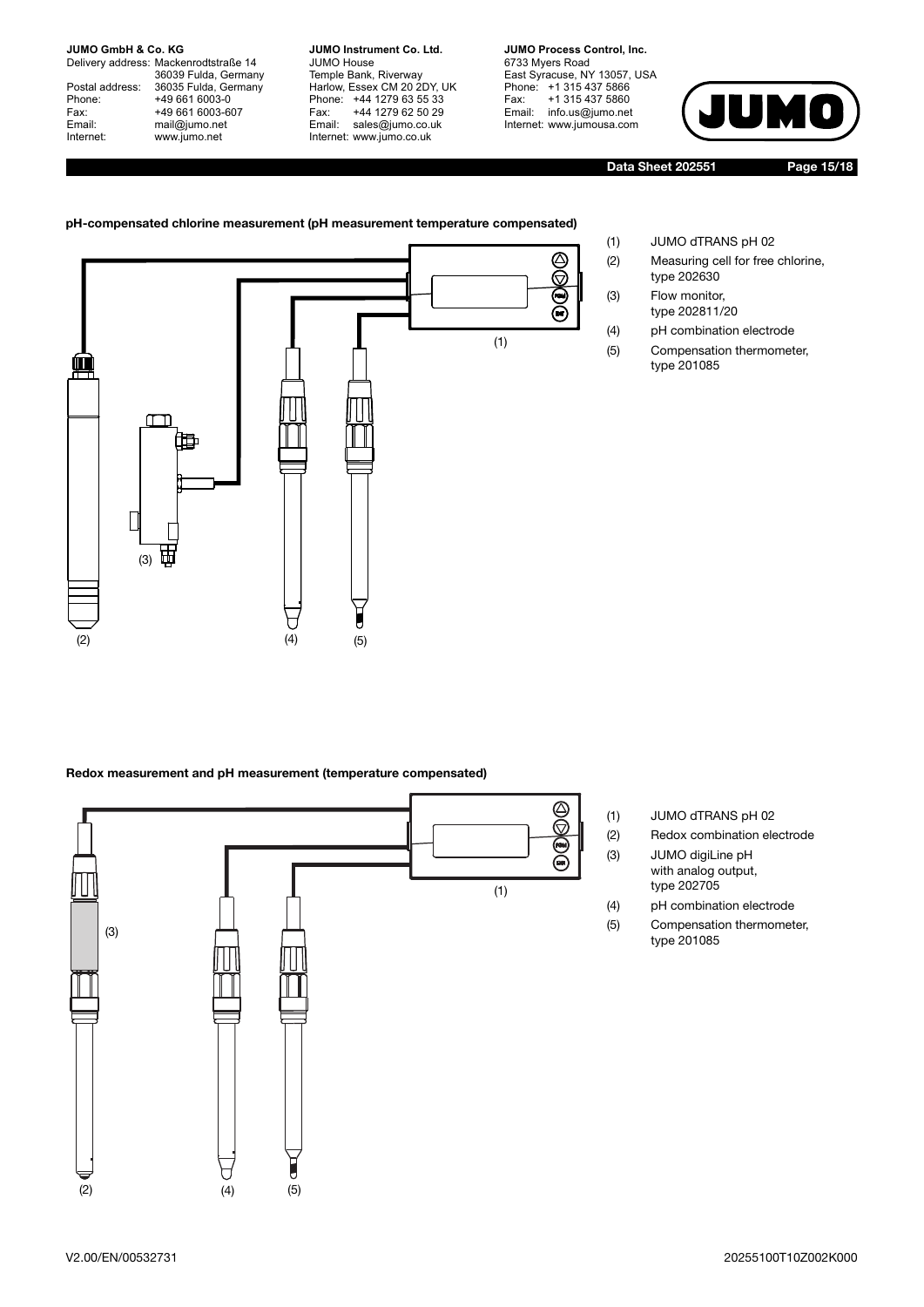**pH-compensated chlorine measurement (pH measurement temperature compensated)**

(1) JUMO dTRANS pH 02
(2) Measuring cell for free chlorine, type 202630
(3) Flow monitor, type 202811/20
(4) pH combination electrode
(5) Compensation thermometer, type 201085

**Redox measurement and pH measurement (temperature compensated)**

(1) JUMO dTRANS pH 02
(2) Redox combination electrode
(3) JUMO digiLine pH with analog output, type 202705
(4) pH combination electrode
(5) Compensation thermometer, type 201085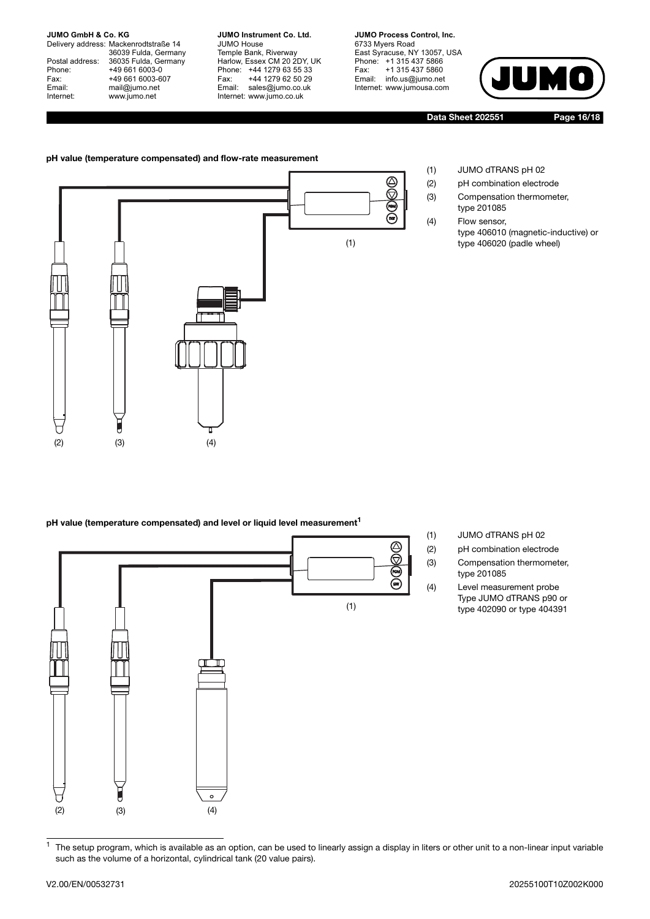**pH value (temperature compensated) and flow-rate measurement**

(1) JUMO dTRANS pH 02

(2) pH combination electrode

(3) Compensation thermometer, type 201085

(4) Flow sensor, type 406010 (magnetic-inductive) or type 406020 (padle wheel)

**pH value (temperature compensated) and level or liquid level measurement[1]**

(1) JUMO dTRANS pH 02

(2) pH combination electrode

(3) Compensation thermometer, type 201085

(4) Level measurement probe Type JUMO dTRANS p90 or type 402090 or type 404391

[1] The setup program, which is available as an option, can be used to linearly assign a display in liters or other unit to a non-linear input variable such as the volume of a horizontal, cylindrical tank (20 value pairs).

V2.00/EN/00532731 20255100T10Z002K000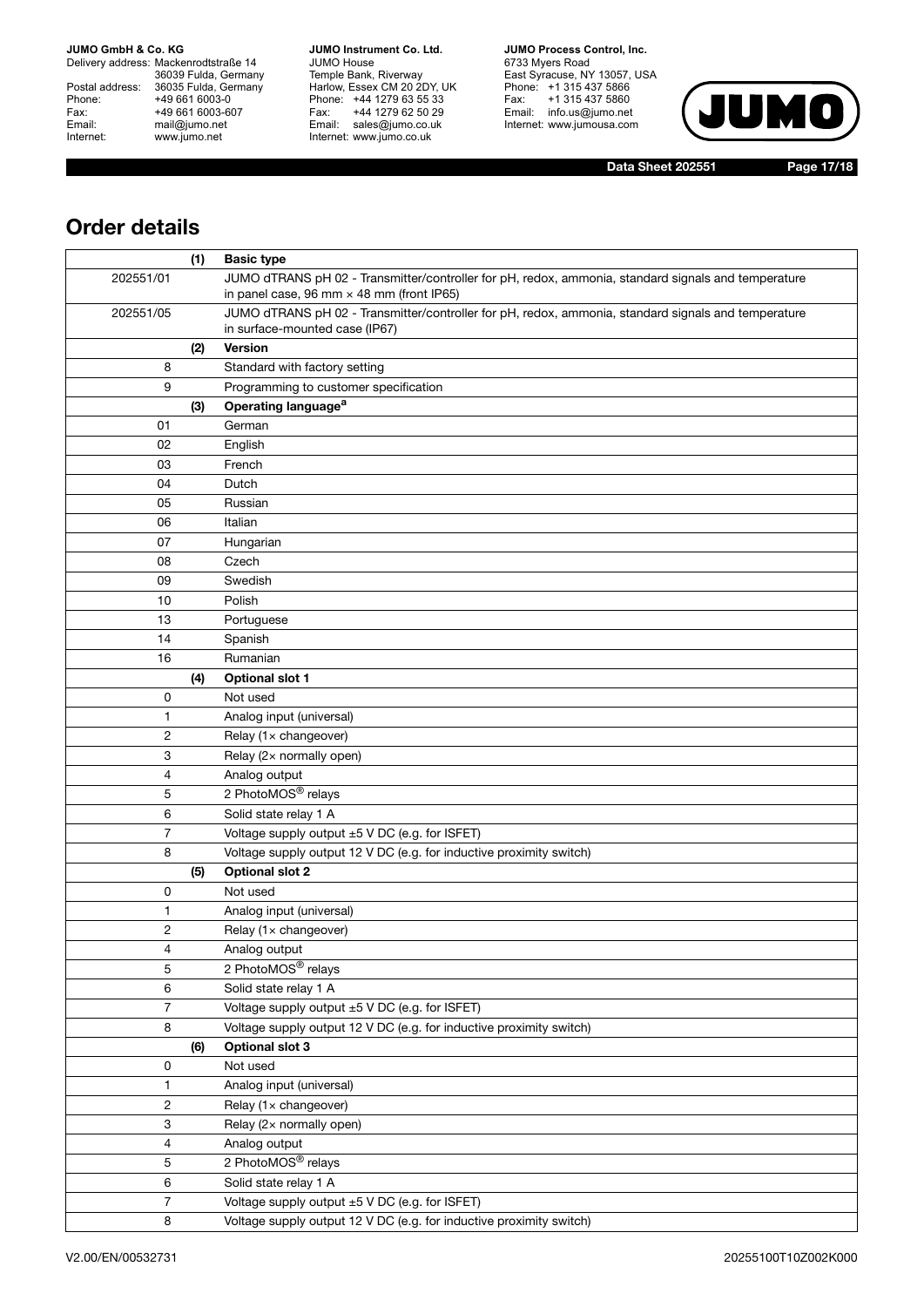## Order details

| | (1) | Basic type |
|---|---|---|
| 202551/01 | | JUMO dTRANS pH 02 - Transmitter/controller for pH, redox, ammonia, standard signals and temperature in panel case, 96 mm × 48 mm (front IP65) |
| 202551/05 | | JUMO dTRANS pH 02 - Transmitter/controller for pH, redox, ammonia, standard signals and temperature in surface-mounted case (IP67) |
| | **(2)** | **Version** |
| 8 | | Standard with factory setting |
| 9 | | Programming to customer specification |
| | **(3)** | **Operating language[a]** |
| 01 | | German |
| 02 | | English |
| 03 | | French |
| 04 | | Dutch |
| 05 | | Russian |
| 06 | | Italian |
| 07 | | Hungarian |
| 08 | | Czech |
| 09 | | Swedish |
| 10 | | Polish |
| 13 | | Portuguese |
| 14 | | Spanish |
| 16 | | Rumanian |
| | **(4)** | **Optional slot 1** |
| 0 | | Not used |
| 1 | | Analog input (universal) |
| 2 | | Relay (1× changeover) |
| 3 | | Relay (2× normally open) |
| 4 | | Analog output |
| 5 | | 2 PhotoMOS® relays |
| 6 | | Solid state relay 1 A |
| 7 | | Voltage supply output ±5 V DC (e.g. for ISFET) |
| 8 | | Voltage supply output 12 V DC (e.g. for inductive proximity switch) |
| | **(5)** | **Optional slot 2** |
| 0 | | Not used |
| 1 | | Analog input (universal) |
| 2 | | Relay (1× changeover) |
| 4 | | Analog output |
| 5 | | 2 PhotoMOS® relays |
| 6 | | Solid state relay 1 A |
| 7 | | Voltage supply output ±5 V DC (e.g. for ISFET) |
| 8 | | Voltage supply output 12 V DC (e.g. for inductive proximity switch) |
| | **(6)** | **Optional slot 3** |
| 0 | | Not used |
| 1 | | Analog input (universal) |
| 2 | | Relay (1× changeover) |
| 3 | | Relay (2× normally open) |
| 4 | | Analog output |
| 5 | | 2 PhotoMOS® relays |
| 6 | | Solid state relay 1 A |
| 7 | | Voltage supply output ±5 V DC (e.g. for ISFET) |
| 8 | | Voltage supply output 12 V DC (e.g. for inductive proximity switch) |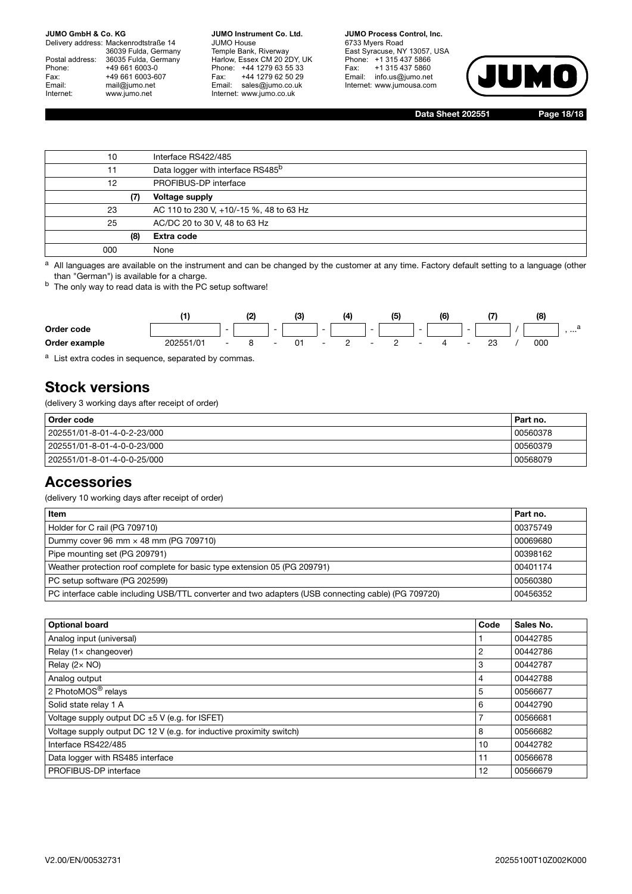| | |
|---|---|
| 10 | Interface RS422/485 |
| 11 | Data logger with interface RS485[b] |
| 12 | PROFIBUS-DP interface |
| (7) | **Voltage supply** |
| 23 | AC 110 to 230 V, +10/-15 %, 48 to 63 Hz |
| 25 | AC/DC 20 to 30 V, 48 to 63 Hz |
| (8) | **Extra code** |
| 000 | None |

[a] All languages are available on the instrument and can be changed by the customer at any time. Factory default setting to a language (other than "German") is available for a charge.

[b] The only way to read data is with the PC setup software!

| | (1) | | (2) | | (3) | | (4) | | (5) | | (6) | | (7) | | (8) | |
|---|---|---|---|---|---|---|---|---|---|---|---|---|---|---|---|---|
| **Order code** | | - | | - | | - | | - | | - | | - | | / | | , ...[a] |
| **Order example** | 202551/01 | - | 8 | - | 01 | - | 2 | - | 2 | - | 4 | - | 23 | / | 000 | |

[a] List extra codes in sequence, separated by commas.

## Stock versions

(delivery 3 working days after receipt of order)

| Order code | Part no. |
|---|---|
| 202551/01-8-01-4-0-2-23/000 | 00560378 |
| 202551/01-8-01-4-0-0-23/000 | 00560379 |
| 202551/01-8-01-4-0-0-25/000 | 00568079 |

## Accessories

(delivery 10 working days after receipt of order)

| Item | Part no. |
|---|---|
| Holder for C rail (PG 709710) | 00375749 |
| Dummy cover 96 mm × 48 mm (PG 709710) | 00069680 |
| Pipe mounting set (PG 209791) | 00398162 |
| Weather protection roof complete for basic type extension 05 (PG 209791) | 00401174 |
| PC setup software (PG 202599) | 00560380 |
| PC interface cable including USB/TTL converter and two adapters (USB connecting cable) (PG 709720) | 00456352 |

| Optional board | Code | Sales No. |
|---|---|---|
| Analog input (universal) | 1 | 00442785 |
| Relay (1× changeover) | 2 | 00442786 |
| Relay (2× NO) | 3 | 00442787 |
| Analog output | 4 | 00442788 |
| 2 PhotoMOS® relays | 5 | 00566677 |
| Solid state relay 1 A | 6 | 00442790 |
| Voltage supply output DC ±5 V (e.g. for ISFET) | 7 | 00566681 |
| Voltage supply output DC 12 V (e.g. for inductive proximity switch) | 8 | 00566682 |
| Interface RS422/485 | 10 | 00442782 |
| Data logger with RS485 interface | 11 | 00566678 |
| PROFIBUS-DP interface | 12 | 00566679 |